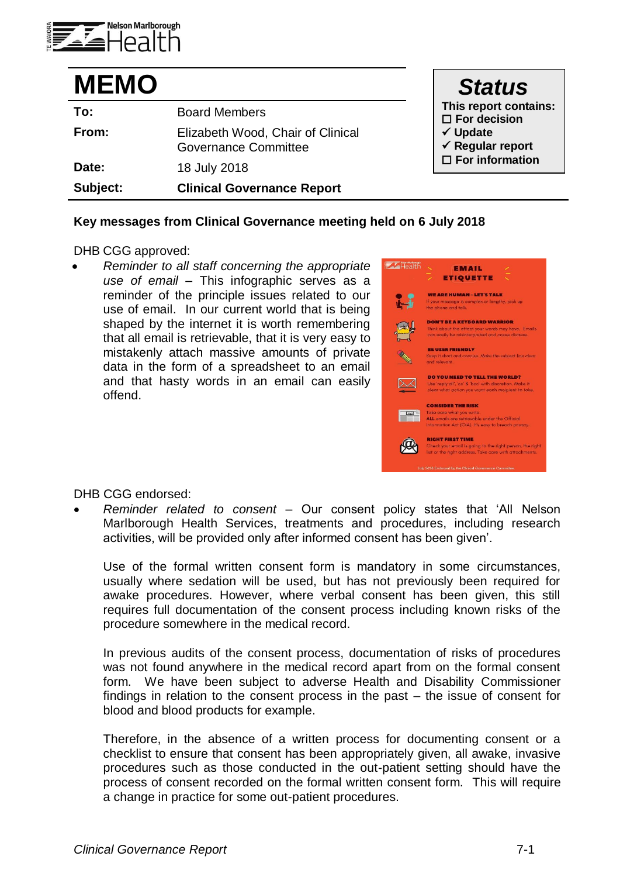Nelson Marlborough Health

# MEMO

| | |
|---|---|
| **To:** | Board Members |
| **From:** | Elizabeth Wood, Chair of Clinical Governance Committee |
| **Date:** | 18 July 2018 |
| **Subject:** | **Clinical Governance Report** |

**Status**

**This report contains:**

- ☐ **For decision**
- ✓ **Update**
- ✓ **Regular report**
- ☐ **For information**

**Key messages from Clinical Governance meeting held on 6 July 2018**

DHB CGG approved:

- *Reminder to all staff concerning the appropriate use of email* – This infographic serves as a reminder of the principle issues related to our use of email. In our current world that is being shaped by the internet it is worth remembering that all email is retrievable, that it is very easy to mistakenly attach massive amounts of private data in the form of a spreadsheet to an email and that hasty words in an email can easily offend.

DHB CGG endorsed:

- *Reminder related to consent* – Our consent policy states that 'All Nelson Marlborough Health Services, treatments and procedures, including research activities, will be provided only after informed consent has been given'.

  Use of the formal written consent form is mandatory in some circumstances, usually where sedation will be used, but has not previously been required for awake procedures. However, where verbal consent has been given, this still requires full documentation of the consent process including known risks of the procedure somewhere in the medical record.

  In previous audits of the consent process, documentation of risks of procedures was not found anywhere in the medical record apart from on the formal consent form. We have been subject to adverse Health and Disability Commissioner findings in relation to the consent process in the past – the issue of consent for blood and blood products for example.

  Therefore, in the absence of a written process for documenting consent or a checklist to ensure that consent has been appropriately given, all awake, invasive procedures such as those conducted in the out-patient setting should have the process of consent recorded on the formal written consent form. This will require a change in practice for some out-patient procedures.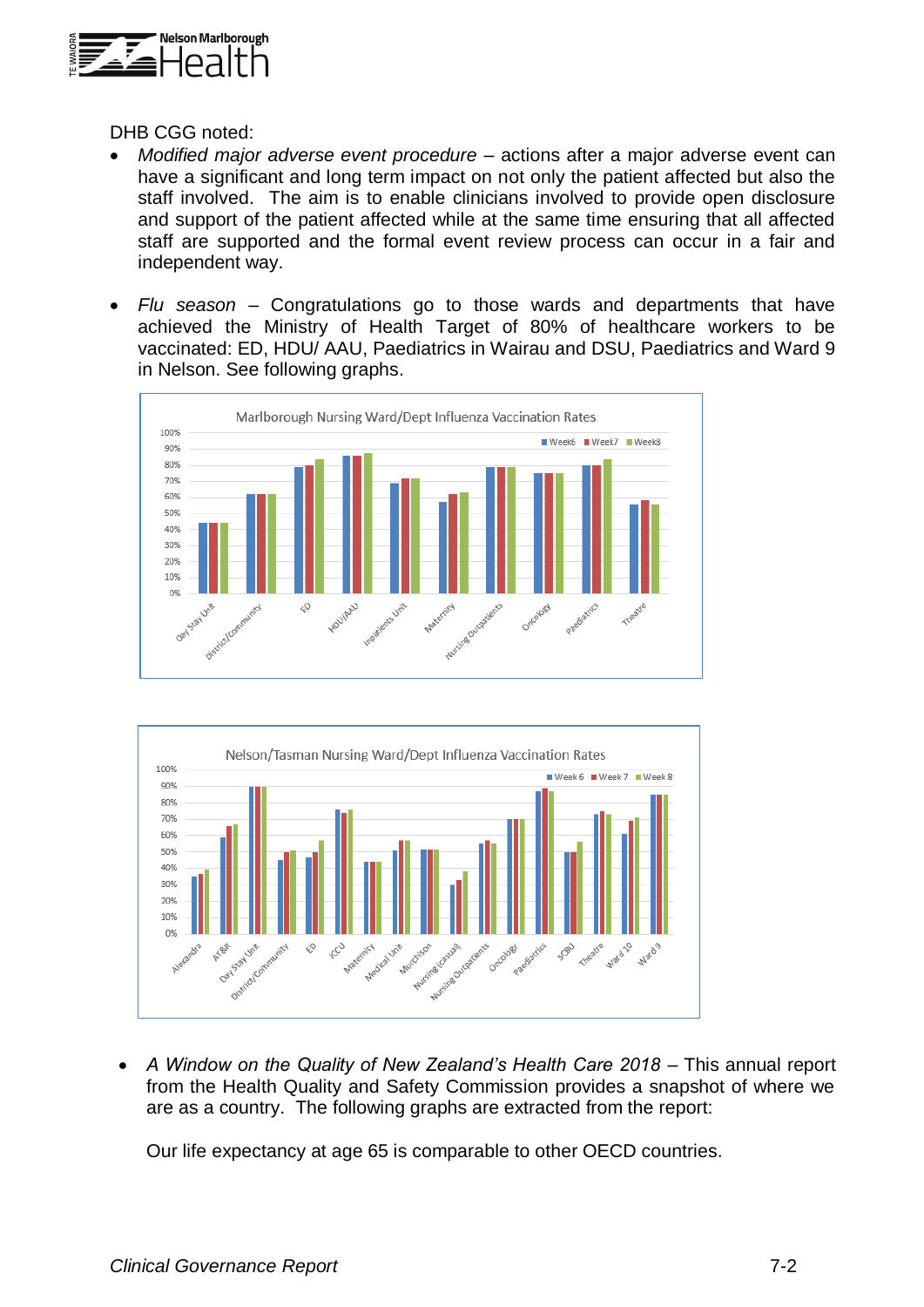DHB CGG noted:

- *Modified major adverse event procedure* – actions after a major adverse event can have a significant and long term impact on not only the patient affected but also the staff involved. The aim is to enable clinicians involved to provide open disclosure and support of the patient affected while at the same time ensuring that all affected staff are supported and the formal event review process can occur in a fair and independent way.

- *Flu season* – Congratulations go to those wards and departments that have achieved the Ministry of Health Target of 80% of healthcare workers to be vaccinated: ED, HDU/ AAU, Paediatrics in Wairau and DSU, Paediatrics and Ward 9 in Nelson. See following graphs.

Marlborough Nursing Ward/Dept Influenza Vaccination Rates

Nelson/Tasman Nursing Ward/Dept Influenza Vaccination Rates

- *A Window on the Quality of New Zealand's Health Care 2018* – This annual report from the Health Quality and Safety Commission provides a snapshot of where we are as a country. The following graphs are extracted from the report:

  Our life expectancy at age 65 is comparable to other OECD countries.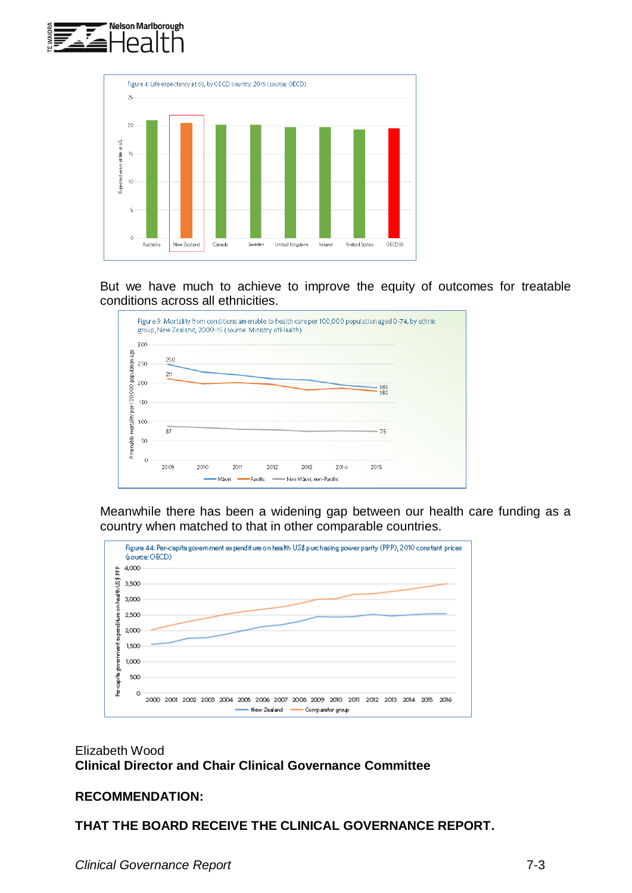Figure 4: Life expectancy at 65, by OECD country, 2015 (source: OECD)

25
20
15
10
5
0

Expected years of life at 65

Australia
New Zealand
Canada
Sweden
United Kingdom
Ireland
United States
OECD35

But we have much to achieve to improve the equity of outcomes for treatable conditions across all ethnicities.

Figure 9: Mortality from conditions amenable to health care per 100,000 population aged 0-74, by ethnic group, New Zealand, 2009-15 (source: Ministry of Health)

300
250
200
150
100
50
0

Amenable mortality per 100,000 population age

250
211
87
189
180
75

2009
2010
2011
2012
2013
2014
2015

Māori
Pacific
Non Māori, non-Pacific

Meanwhile there has been a widening gap between our health care funding as a country when matched to that in other comparable countries.

Figure 44: Per-capita government expenditure on health US$ purchasing power parity (PPP), 2010 constant prices (source: OECD)

4,000
3,500
3,000
2,500
2,000
1,500
1,000
500
0

Per-capita government expenditure on health US$ PPP

2000
2001
2002
2003
2004
2005
2006
2007
2008
2009
2010
2011
2012
2013
2014
2015
2016

New Zealand
Comparator group

Elizabeth Wood
**Clinical Director and Chair Clinical Governance Committee**

**RECOMMENDATION:**

**THAT THE BOARD RECEIVE THE CLINICAL GOVERNANCE REPORT.**